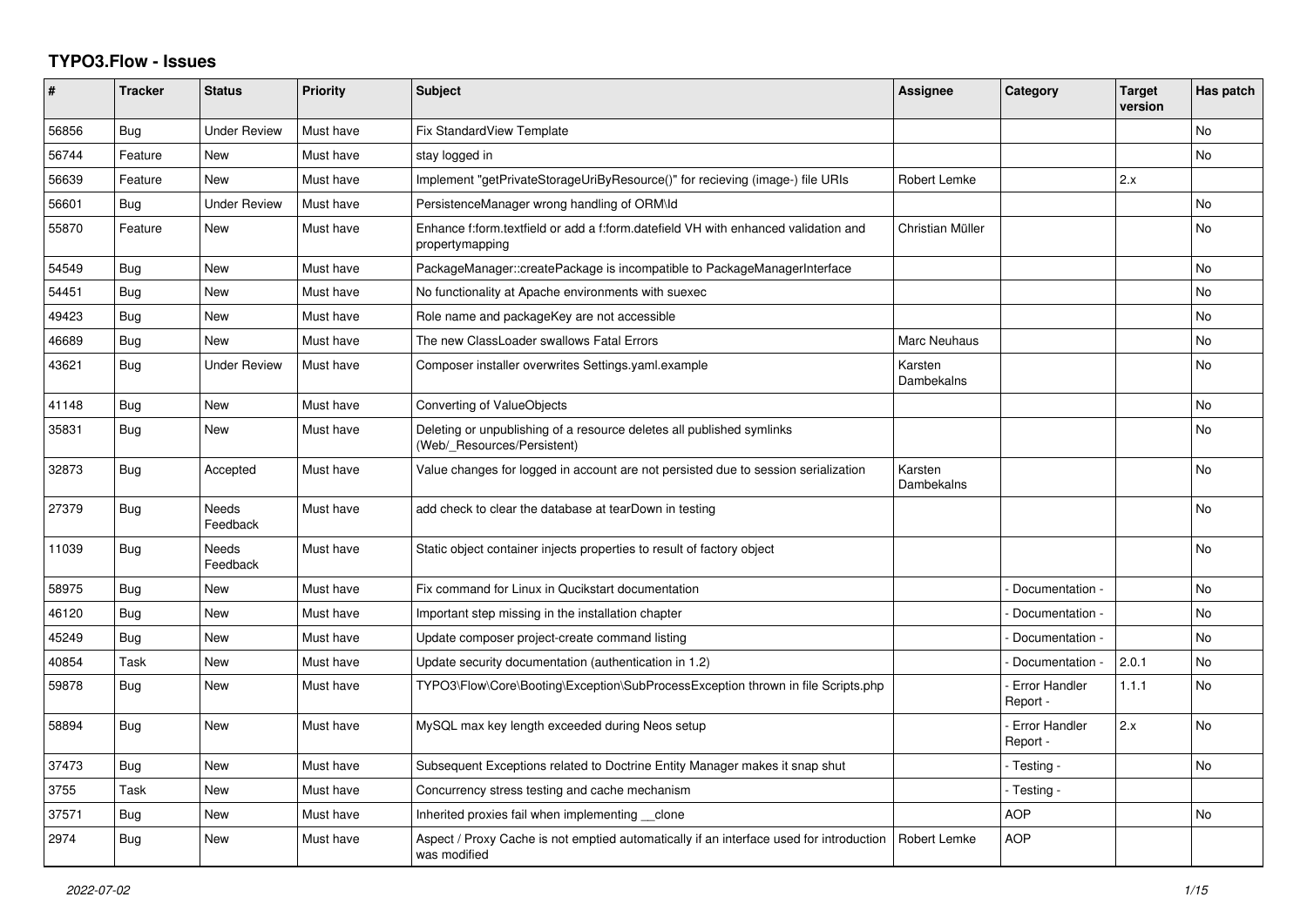# TYPO3.Flow - Issues

| # | Tracker | Status | Priority | Subject | Assignee | Category | Target version | Has patch |
|---|---|---|---|---|---|---|---|---|
| 56856 | Bug | Under Review | Must have | Fix StandardView Template | | | | No |
| 56744 | Feature | New | Must have | stay logged in | | | | No |
| 56639 | Feature | New | Must have | Implement "getPrivateStorageUriByResource()" for recieving (image-) file URIs | Robert Lemke | | 2.x | |
| 56601 | Bug | Under Review | Must have | PersistenceManager wrong handling of ORM\Id | | | | No |
| 55870 | Feature | New | Must have | Enhance f:form.textfield or add a f:form.datefield VH with enhanced validation and propertymapping | Christian Müller | | | No |
| 54549 | Bug | New | Must have | PackageManager::createPackage is incompatible to PackageManagerInterface | | | | No |
| 54451 | Bug | New | Must have | No functionality at Apache environments with suexec | | | | No |
| 49423 | Bug | New | Must have | Role name and packageKey are not accessible | | | | No |
| 46689 | Bug | New | Must have | The new ClassLoader swallows Fatal Errors | Marc Neuhaus | | | No |
| 43621 | Bug | Under Review | Must have | Composer installer overwrites Settings.yaml.example | Karsten Dambekalns | | | No |
| 41148 | Bug | New | Must have | Converting of ValueObjects | | | | No |
| 35831 | Bug | New | Must have | Deleting or unpublishing of a resource deletes all published symlinks (Web/_Resources/Persistent) | | | | No |
| 32873 | Bug | Accepted | Must have | Value changes for logged in account are not persisted due to session serialization | Karsten Dambekalns | | | No |
| 27379 | Bug | Needs Feedback | Must have | add check to clear the database at tearDown in testing | | | | No |
| 11039 | Bug | Needs Feedback | Must have | Static object container injects properties to result of factory object | | | | No |
| 58975 | Bug | New | Must have | Fix command for Linux in Qucikstart documentation | | - Documentation - | | No |
| 46120 | Bug | New | Must have | Important step missing in the installation chapter | | - Documentation - | | No |
| 45249 | Bug | New | Must have | Update composer project-create command listing | | - Documentation - | | No |
| 40854 | Task | New | Must have | Update security documentation (authentication in 1.2) | | - Documentation - | 2.0.1 | No |
| 59878 | Bug | New | Must have | TYPO3\Flow\Core\Booting\Exception\SubProcessException thrown in file Scripts.php | | - Error Handler Report - | 1.1.1 | No |
| 58894 | Bug | New | Must have | MySQL max key length exceeded during Neos setup | | - Error Handler Report - | 2.x | No |
| 37473 | Bug | New | Must have | Subsequent Exceptions related to Doctrine Entity Manager makes it snap shut | | - Testing - | | No |
| 3755 | Task | New | Must have | Concurrency stress testing and cache mechanism | | - Testing - | | |
| 37571 | Bug | New | Must have | Inherited proxies fail when implementing __clone | | AOP | | No |
| 2974 | Bug | New | Must have | Aspect / Proxy Cache is not emptied automatically if an interface used for introduction was modified | Robert Lemke | AOP | | |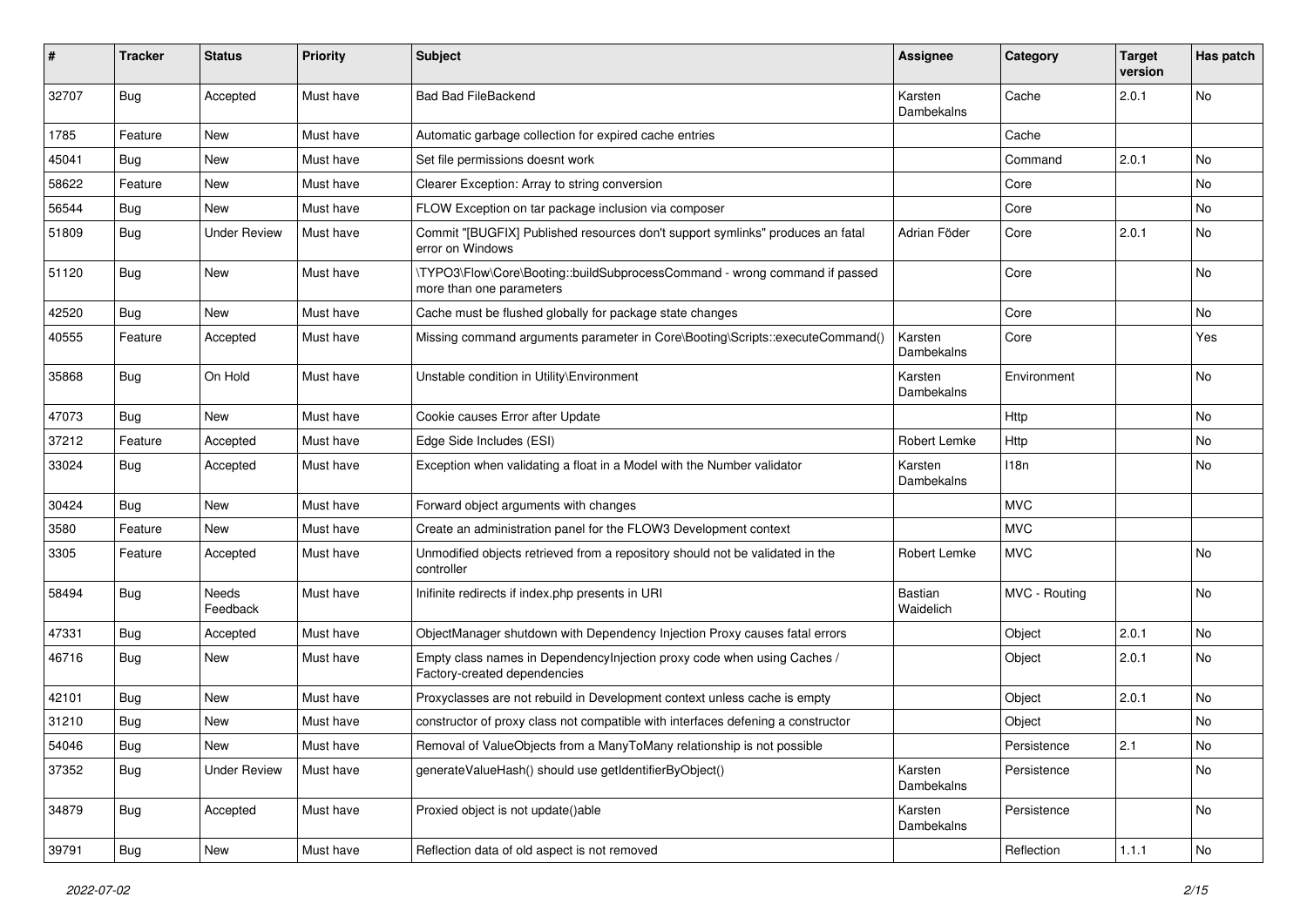| # | Tracker | Status | Priority | Subject | Assignee | Category | Target version | Has patch |
|---|---|---|---|---|---|---|---|---|
| 32707 | Bug | Accepted | Must have | Bad Bad FileBackend | Karsten Dambekalns | Cache | 2.0.1 | No |
| 1785 | Feature | New | Must have | Automatic garbage collection for expired cache entries | | Cache | | |
| 45041 | Bug | New | Must have | Set file permissions doesnt work | | Command | 2.0.1 | No |
| 58622 | Feature | New | Must have | Clearer Exception: Array to string conversion | | Core | | No |
| 56544 | Bug | New | Must have | FLOW Exception on tar package inclusion via composer | | Core | | No |
| 51809 | Bug | Under Review | Must have | Commit "[BUGFIX] Published resources don't support symlinks" produces an fatal error on Windows | Adrian Föder | Core | 2.0.1 | No |
| 51120 | Bug | New | Must have | \TYPO3\Flow\Core\Booting::buildSubprocessCommand - wrong command if passed more than one parameters | | Core | | No |
| 42520 | Bug | New | Must have | Cache must be flushed globally for package state changes | | Core | | No |
| 40555 | Feature | Accepted | Must have | Missing command arguments parameter in Core\Booting\Scripts::executeCommand() | Karsten Dambekalns | Core | | Yes |
| 35868 | Bug | On Hold | Must have | Unstable condition in Utility\Environment | Karsten Dambekalns | Environment | | No |
| 47073 | Bug | New | Must have | Cookie causes Error after Update | | Http | | No |
| 37212 | Feature | Accepted | Must have | Edge Side Includes (ESI) | Robert Lemke | Http | | No |
| 33024 | Bug | Accepted | Must have | Exception when validating a float in a Model with the Number validator | Karsten Dambekalns | I18n | | No |
| 30424 | Bug | New | Must have | Forward object arguments with changes | | MVC | | |
| 3580 | Feature | New | Must have | Create an administration panel for the FLOW3 Development context | | MVC | | |
| 3305 | Feature | Accepted | Must have | Unmodified objects retrieved from a repository should not be validated in the controller | Robert Lemke | MVC | | No |
| 58494 | Bug | Needs Feedback | Must have | Inifinite redirects if index.php presents in URI | Bastian Waidelich | MVC - Routing | | No |
| 47331 | Bug | Accepted | Must have | ObjectManager shutdown with Dependency Injection Proxy causes fatal errors | | Object | 2.0.1 | No |
| 46716 | Bug | New | Must have | Empty class names in DependencyInjection proxy code when using Caches / Factory-created dependencies | | Object | 2.0.1 | No |
| 42101 | Bug | New | Must have | Proxyclasses are not rebuild in Development context unless cache is empty | | Object | 2.0.1 | No |
| 31210 | Bug | New | Must have | constructor of proxy class not compatible with interfaces defening a constructor | | Object | | No |
| 54046 | Bug | New | Must have | Removal of ValueObjects from a ManyToMany relationship is not possible | | Persistence | 2.1 | No |
| 37352 | Bug | Under Review | Must have | generateValueHash() should use getIdentifierByObject() | Karsten Dambekalns | Persistence | | No |
| 34879 | Bug | Accepted | Must have | Proxied object is not update()able | Karsten Dambekalns | Persistence | | No |
| 39791 | Bug | New | Must have | Reflection data of old aspect is not removed | | Reflection | 1.1.1 | No |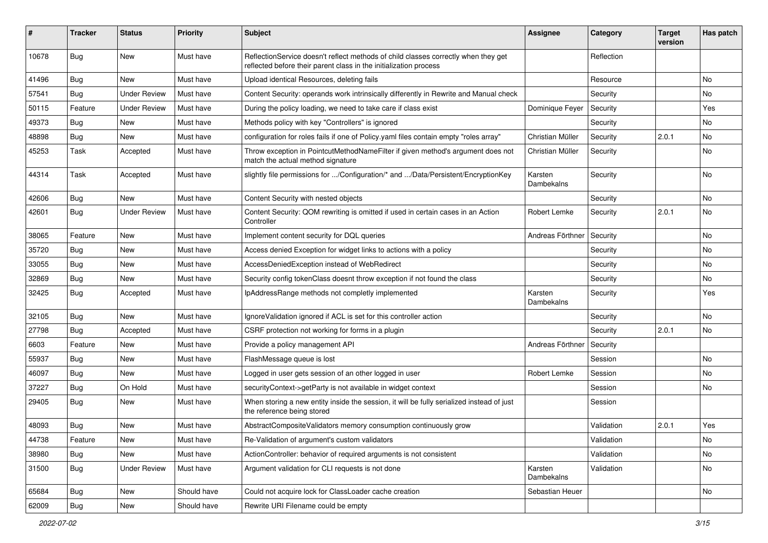| # | Tracker | Status | Priority | Subject | Assignee | Category | Target version | Has patch |
|---|---|---|---|---|---|---|---|---|
| 10678 | Bug | New | Must have | ReflectionService doesn't reflect methods of child classes correctly when they get reflected before their parent class in the initialization process | | Reflection | | |
| 41496 | Bug | New | Must have | Upload identical Resources, deleting fails | | Resource | | No |
| 57541 | Bug | Under Review | Must have | Content Security: operands work intrinsically differently in Rewrite and Manual check | | Security | | No |
| 50115 | Feature | Under Review | Must have | During the policy loading, we need to take care if class exist | Dominique Feyer | Security | | Yes |
| 49373 | Bug | New | Must have | Methods policy with key "Controllers" is ignored | | Security | | No |
| 48898 | Bug | New | Must have | configuration for roles fails if one of Policy.yaml files contain empty "roles array" | Christian Müller | Security | 2.0.1 | No |
| 45253 | Task | Accepted | Must have | Throw exception in PointcutMethodNameFilter if given method's argument does not match the actual method signature | Christian Müller | Security | | No |
| 44314 | Task | Accepted | Must have | slightly file permissions for .../Configuration/* and .../Data/Persistent/EncryptionKey | Karsten Dambekalns | Security | | No |
| 42606 | Bug | New | Must have | Content Security with nested objects | | Security | | No |
| 42601 | Bug | Under Review | Must have | Content Security: QOM rewriting is omitted if used in certain cases in an Action Controller | Robert Lemke | Security | 2.0.1 | No |
| 38065 | Feature | New | Must have | Implement content security for DQL queries | Andreas Förthner | Security | | No |
| 35720 | Bug | New | Must have | Access denied Exception for widget links to actions with a policy | | Security | | No |
| 33055 | Bug | New | Must have | AccessDeniedException instead of WebRedirect | | Security | | No |
| 32869 | Bug | New | Must have | Security config tokenClass doesnt throw exception if not found the class | | Security | | No |
| 32425 | Bug | Accepted | Must have | IpAddressRange methods not completly implemented | Karsten Dambekalns | Security | | Yes |
| 32105 | Bug | New | Must have | IgnoreValidation ignored if ACL is set for this controller action | | Security | | No |
| 27798 | Bug | Accepted | Must have | CSRF protection not working for forms in a plugin | | Security | 2.0.1 | No |
| 6603 | Feature | New | Must have | Provide a policy management API | Andreas Förthner | Security | | |
| 55937 | Bug | New | Must have | FlashMessage queue is lost | | Session | | No |
| 46097 | Bug | New | Must have | Logged in user gets session of an other logged in user | Robert Lemke | Session | | No |
| 37227 | Bug | On Hold | Must have | securityContext->getParty is not available in widget context | | Session | | No |
| 29405 | Bug | New | Must have | When storing a new entity inside the session, it will be fully serialized instead of just the reference being stored | | Session | | |
| 48093 | Bug | New | Must have | AbstractCompositeValidators memory consumption continuously grow | | Validation | 2.0.1 | Yes |
| 44738 | Feature | New | Must have | Re-Validation of argument's custom validators | | Validation | | No |
| 38980 | Bug | New | Must have | ActionController: behavior of required arguments is not consistent | | Validation | | No |
| 31500 | Bug | Under Review | Must have | Argument validation for CLI requests is not done | Karsten Dambekalns | Validation | | No |
| 65684 | Bug | New | Should have | Could not acquire lock for ClassLoader cache creation | Sebastian Heuer | | | No |
| 62009 | Bug | New | Should have | Rewrite URI Filename could be empty | | | | |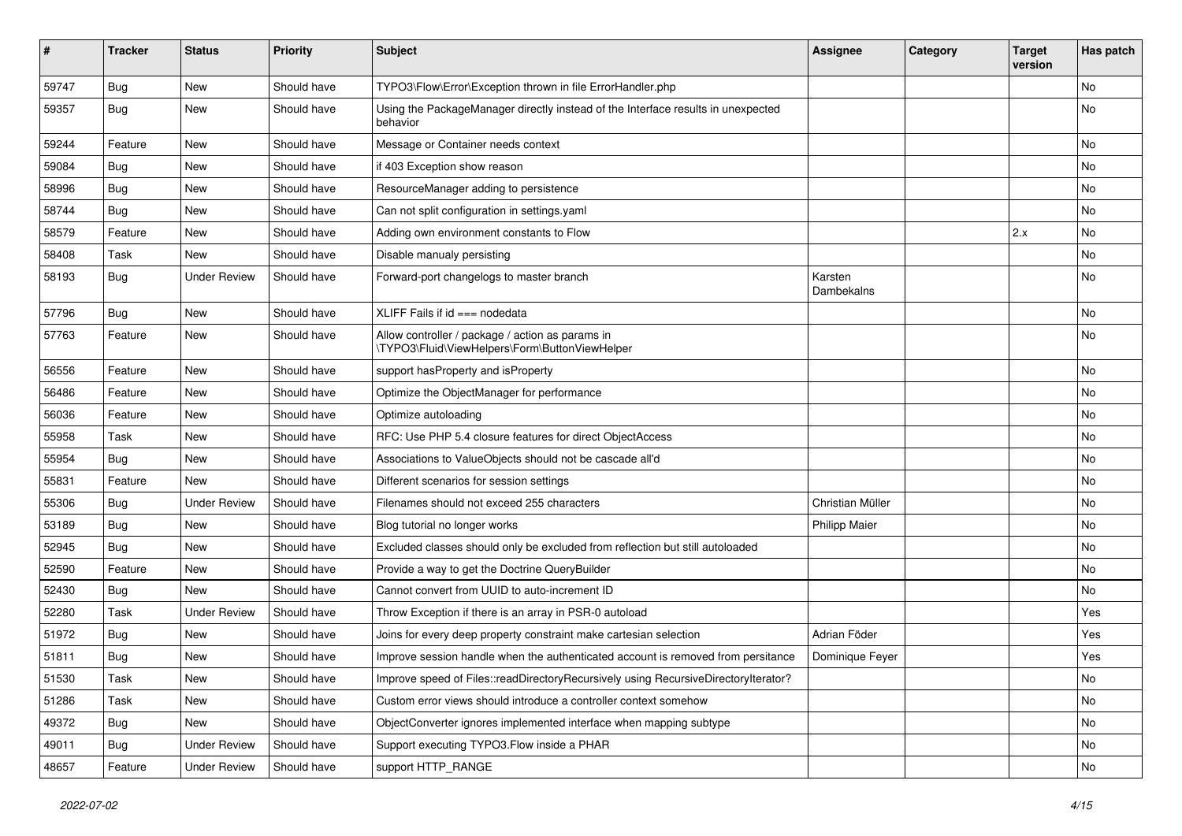| # | Tracker | Status | Priority | Subject | Assignee | Category | Target version | Has patch |
|---|---|---|---|---|---|---|---|---|
| 59747 | Bug | New | Should have | TYPO3\Flow\Error\Exception thrown in file ErrorHandler.php | | | | No |
| 59357 | Bug | New | Should have | Using the PackageManager directly instead of the Interface results in unexpected behavior | | | | No |
| 59244 | Feature | New | Should have | Message or Container needs context | | | | No |
| 59084 | Bug | New | Should have | if 403 Exception show reason | | | | No |
| 58996 | Bug | New | Should have | ResourceManager adding to persistence | | | | No |
| 58744 | Bug | New | Should have | Can not split configuration in settings.yaml | | | | No |
| 58579 | Feature | New | Should have | Adding own environment constants to Flow | | | 2.x | No |
| 58408 | Task | New | Should have | Disable manualy persisting | | | | No |
| 58193 | Bug | Under Review | Should have | Forward-port changelogs to master branch | Karsten Dambekalns | | | No |
| 57796 | Bug | New | Should have | XLIFF Fails if id === nodedata | | | | No |
| 57763 | Feature | New | Should have | Allow controller / package / action as params in \TYPO3\Fluid\ViewHelpers\Form\ButtonViewHelper | | | | No |
| 56556 | Feature | New | Should have | support hasProperty and isProperty | | | | No |
| 56486 | Feature | New | Should have | Optimize the ObjectManager for performance | | | | No |
| 56036 | Feature | New | Should have | Optimize autoloading | | | | No |
| 55958 | Task | New | Should have | RFC: Use PHP 5.4 closure features for direct ObjectAccess | | | | No |
| 55954 | Bug | New | Should have | Associations to ValueObjects should not be cascade all'd | | | | No |
| 55831 | Feature | New | Should have | Different scenarios for session settings | | | | No |
| 55306 | Bug | Under Review | Should have | Filenames should not exceed 255 characters | Christian Müller | | | No |
| 53189 | Bug | New | Should have | Blog tutorial no longer works | Philipp Maier | | | No |
| 52945 | Bug | New | Should have | Excluded classes should only be excluded from reflection but still autoloaded | | | | No |
| 52590 | Feature | New | Should have | Provide a way to get the Doctrine QueryBuilder | | | | No |
| 52430 | Bug | New | Should have | Cannot convert from UUID to auto-increment ID | | | | No |
| 52280 | Task | Under Review | Should have | Throw Exception if there is an array in PSR-0 autoload | | | | Yes |
| 51972 | Bug | New | Should have | Joins for every deep property constraint make cartesian selection | Adrian Föder | | | Yes |
| 51811 | Bug | New | Should have | Improve session handle when the authenticated account is removed from persitance | Dominique Feyer | | | Yes |
| 51530 | Task | New | Should have | Improve speed of Files::readDirectoryRecursively using RecursiveDirectoryIterator? | | | | No |
| 51286 | Task | New | Should have | Custom error views should introduce a controller context somehow | | | | No |
| 49372 | Bug | New | Should have | ObjectConverter ignores implemented interface when mapping subtype | | | | No |
| 49011 | Bug | Under Review | Should have | Support executing TYPO3.Flow inside a PHAR | | | | No |
| 48657 | Feature | Under Review | Should have | support HTTP_RANGE | | | | No |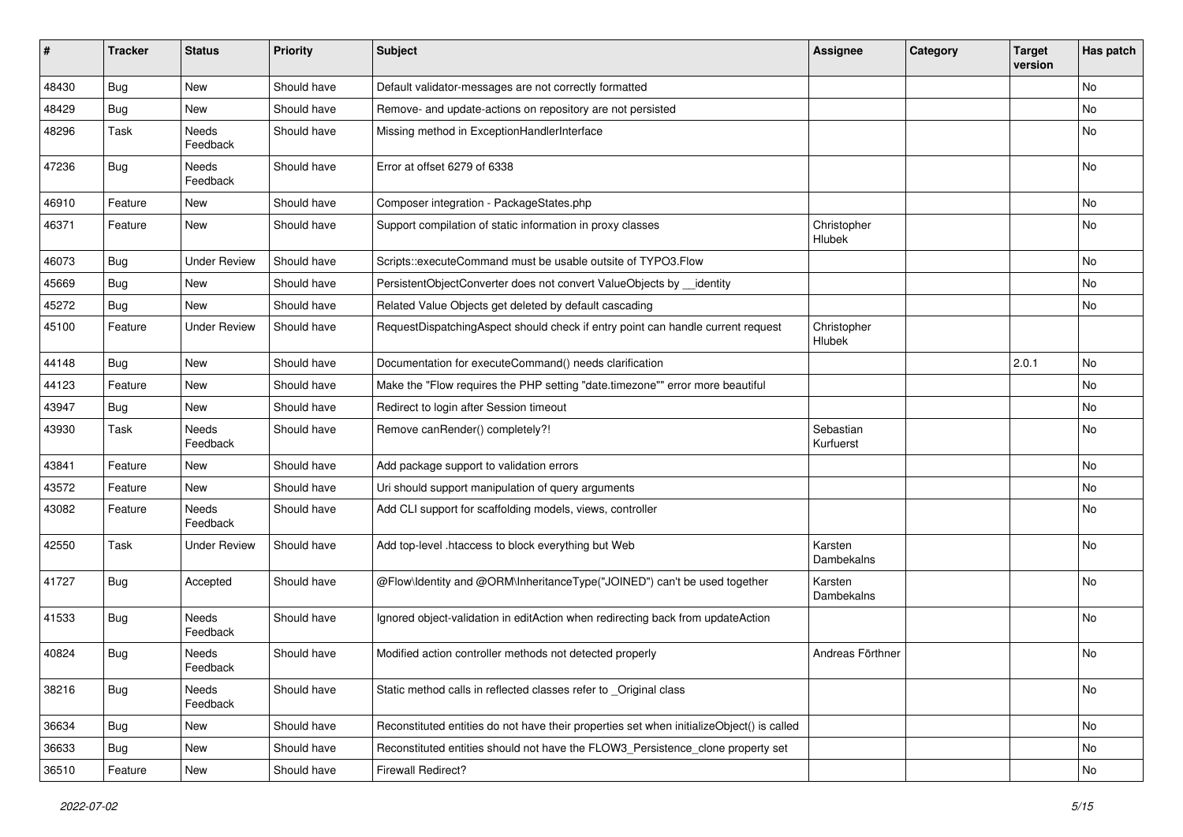| # | Tracker | Status | Priority | Subject | Assignee | Category | Target version | Has patch |
|---|---|---|---|---|---|---|---|---|
| 48430 | Bug | New | Should have | Default validator-messages are not correctly formatted | | | | No |
| 48429 | Bug | New | Should have | Remove- and update-actions on repository are not persisted | | | | No |
| 48296 | Task | Needs Feedback | Should have | Missing method in ExceptionHandlerInterface | | | | No |
| 47236 | Bug | Needs Feedback | Should have | Error at offset 6279 of 6338 | | | | No |
| 46910 | Feature | New | Should have | Composer integration - PackageStates.php | | | | No |
| 46371 | Feature | New | Should have | Support compilation of static information in proxy classes | Christopher Hlubek | | | No |
| 46073 | Bug | Under Review | Should have | Scripts::executeCommand must be usable outsite of TYPO3.Flow | | | | No |
| 45669 | Bug | New | Should have | PersistentObjectConverter does not convert ValueObjects by __identity | | | | No |
| 45272 | Bug | New | Should have | Related Value Objects get deleted by default cascading | | | | No |
| 45100 | Feature | Under Review | Should have | RequestDispatchingAspect should check if entry point can handle current request | Christopher Hlubek | | | |
| 44148 | Bug | New | Should have | Documentation for executeCommand() needs clarification | | | 2.0.1 | No |
| 44123 | Feature | New | Should have | Make the "Flow requires the PHP setting "date.timezone"" error more beautiful | | | | No |
| 43947 | Bug | New | Should have | Redirect to login after Session timeout | | | | No |
| 43930 | Task | Needs Feedback | Should have | Remove canRender() completely?! | Sebastian Kurfuerst | | | No |
| 43841 | Feature | New | Should have | Add package support to validation errors | | | | No |
| 43572 | Feature | New | Should have | Uri should support manipulation of query arguments | | | | No |
| 43082 | Feature | Needs Feedback | Should have | Add CLI support for scaffolding models, views, controller | | | | No |
| 42550 | Task | Under Review | Should have | Add top-level .htaccess to block everything but Web | Karsten Dambekalns | | | No |
| 41727 | Bug | Accepted | Should have | @Flow\Identity and @ORM\InheritanceType("JOINED") can't be used together | Karsten Dambekalns | | | No |
| 41533 | Bug | Needs Feedback | Should have | Ignored object-validation in editAction when redirecting back from updateAction | | | | No |
| 40824 | Bug | Needs Feedback | Should have | Modified action controller methods not detected properly | Andreas Förthner | | | No |
| 38216 | Bug | Needs Feedback | Should have | Static method calls in reflected classes refer to _Original class | | | | No |
| 36634 | Bug | New | Should have | Reconstituted entities do not have their properties set when initializeObject() is called | | | | No |
| 36633 | Bug | New | Should have | Reconstituted entities should not have the FLOW3_Persistence_clone property set | | | | No |
| 36510 | Feature | New | Should have | Firewall Redirect? | | | | No |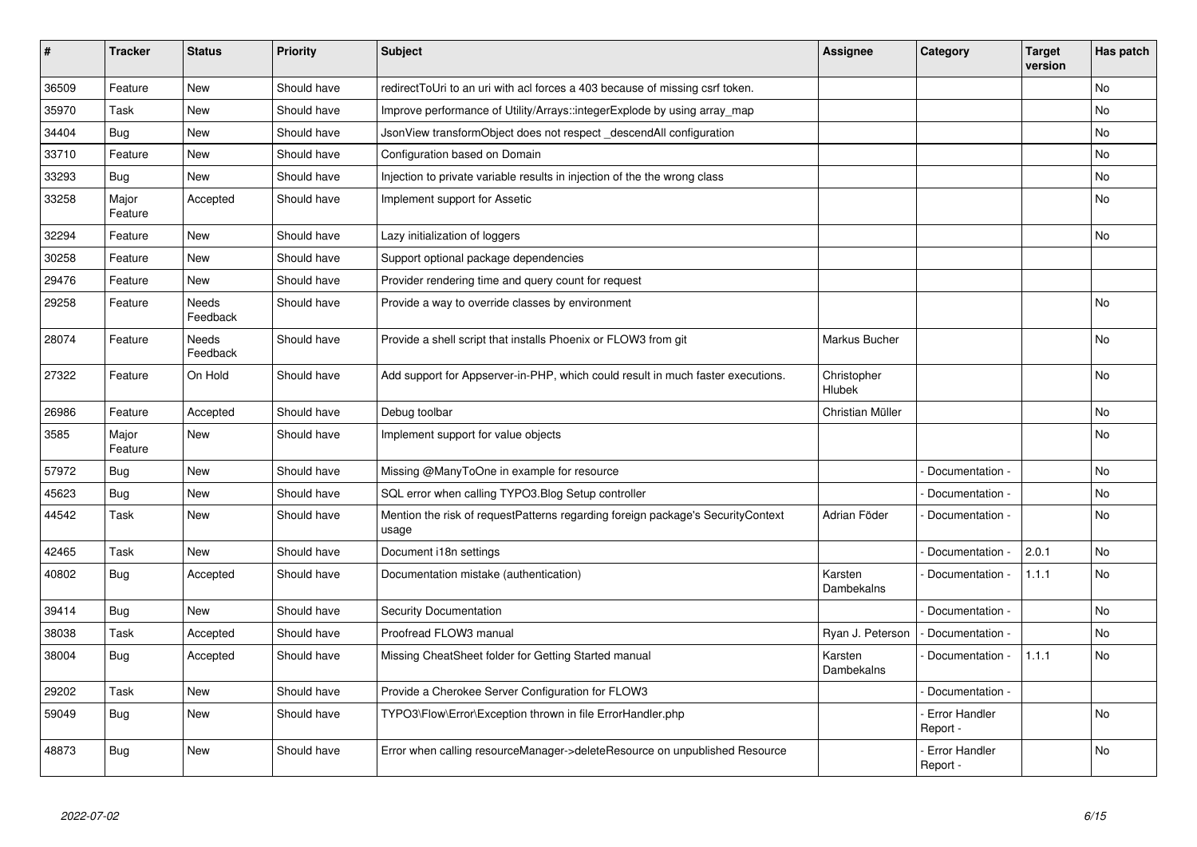| # | Tracker | Status | Priority | Subject | Assignee | Category | Target version | Has patch |
|---|---|---|---|---|---|---|---|---|
| 36509 | Feature | New | Should have | redirectToUri to an uri with acl forces a 403 because of missing csrf token. | | | | No |
| 35970 | Task | New | Should have | Improve performance of Utility/Arrays::integerExplode by using array_map | | | | No |
| 34404 | Bug | New | Should have | JsonView transformObject does not respect _descendAll configuration | | | | No |
| 33710 | Feature | New | Should have | Configuration based on Domain | | | | No |
| 33293 | Bug | New | Should have | Injection to private variable results in injection of the the wrong class | | | | No |
| 33258 | Major Feature | Accepted | Should have | Implement support for Assetic | | | | No |
| 32294 | Feature | New | Should have | Lazy initialization of loggers | | | | No |
| 30258 | Feature | New | Should have | Support optional package dependencies | | | | |
| 29476 | Feature | New | Should have | Provider rendering time and query count for request | | | | |
| 29258 | Feature | Needs Feedback | Should have | Provide a way to override classes by environment | | | | No |
| 28074 | Feature | Needs Feedback | Should have | Provide a shell script that installs Phoenix or FLOW3 from git | Markus Bucher | | | No |
| 27322 | Feature | On Hold | Should have | Add support for Appserver-in-PHP, which could result in much faster executions. | Christopher Hlubek | | | No |
| 26986 | Feature | Accepted | Should have | Debug toolbar | Christian Müller | | | No |
| 3585 | Major Feature | New | Should have | Implement support for value objects | | | | No |
| 57972 | Bug | New | Should have | Missing @ManyToOne in example for resource | | - Documentation - | | No |
| 45623 | Bug | New | Should have | SQL error when calling TYPO3.Blog Setup controller | | - Documentation - | | No |
| 44542 | Task | New | Should have | Mention the risk of requestPatterns regarding foreign package's SecurityContext usage | Adrian Föder | - Documentation - | | No |
| 42465 | Task | New | Should have | Document i18n settings | | - Documentation - | 2.0.1 | No |
| 40802 | Bug | Accepted | Should have | Documentation mistake (authentication) | Karsten Dambekalns | - Documentation - | 1.1.1 | No |
| 39414 | Bug | New | Should have | Security Documentation | | - Documentation - | | No |
| 38038 | Task | Accepted | Should have | Proofread FLOW3 manual | Ryan J. Peterson | - Documentation - | | No |
| 38004 | Bug | Accepted | Should have | Missing CheatSheet folder for Getting Started manual | Karsten Dambekalns | - Documentation - | 1.1.1 | No |
| 29202 | Task | New | Should have | Provide a Cherokee Server Configuration for FLOW3 | | - Documentation - | | |
| 59049 | Bug | New | Should have | TYPO3\Flow\Error\Exception thrown in file ErrorHandler.php | | - Error Handler Report - | | No |
| 48873 | Bug | New | Should have | Error when calling resourceManager->deleteResource on unpublished Resource | | - Error Handler Report - | | No |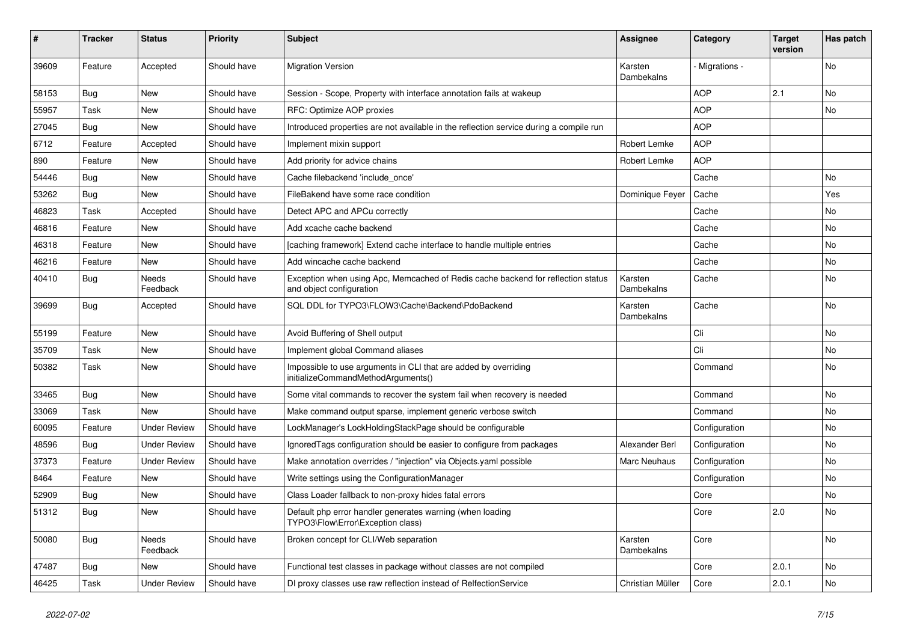| # | Tracker | Status | Priority | Subject | Assignee | Category | Target version | Has patch |
|---|---|---|---|---|---|---|---|---|
| 39609 | Feature | Accepted | Should have | Migration Version | Karsten Dambekalns | - Migrations - | | No |
| 58153 | Bug | New | Should have | Session - Scope, Property with interface annotation fails at wakeup | | AOP | 2.1 | No |
| 55957 | Task | New | Should have | RFC: Optimize AOP proxies | | AOP | | No |
| 27045 | Bug | New | Should have | Introduced properties are not available in the reflection service during a compile run | | AOP | | |
| 6712 | Feature | Accepted | Should have | Implement mixin support | Robert Lemke | AOP | | |
| 890 | Feature | New | Should have | Add priority for advice chains | Robert Lemke | AOP | | |
| 54446 | Bug | New | Should have | Cache filebackend 'include_once' | | Cache | | No |
| 53262 | Bug | New | Should have | FileBakend have some race condition | Dominique Feyer | Cache | | Yes |
| 46823 | Task | Accepted | Should have | Detect APC and APCu correctly | | Cache | | No |
| 46816 | Feature | New | Should have | Add xcache cache backend | | Cache | | No |
| 46318 | Feature | New | Should have | [caching framework] Extend cache interface to handle multiple entries | | Cache | | No |
| 46216 | Feature | New | Should have | Add wincache cache backend | | Cache | | No |
| 40410 | Bug | Needs Feedback | Should have | Exception when using Apc, Memcached of Redis cache backend for reflection status and object configuration | Karsten Dambekalns | Cache | | No |
| 39699 | Bug | Accepted | Should have | SQL DDL for TYPO3\FLOW3\Cache\Backend\PdoBackend | Karsten Dambekalns | Cache | | No |
| 55199 | Feature | New | Should have | Avoid Buffering of Shell output | | Cli | | No |
| 35709 | Task | New | Should have | Implement global Command aliases | | Cli | | No |
| 50382 | Task | New | Should have | Impossible to use arguments in CLI that are added by overriding initializeCommandMethodArguments() | | Command | | No |
| 33465 | Bug | New | Should have | Some vital commands to recover the system fail when recovery is needed | | Command | | No |
| 33069 | Task | New | Should have | Make command output sparse, implement generic verbose switch | | Command | | No |
| 60095 | Feature | Under Review | Should have | LockManager's LockHoldingStackPage should be configurable | | Configuration | | No |
| 48596 | Bug | Under Review | Should have | IgnoredTags configuration should be easier to configure from packages | Alexander Berl | Configuration | | No |
| 37373 | Feature | Under Review | Should have | Make annotation overrides / "injection" via Objects.yaml possible | Marc Neuhaus | Configuration | | No |
| 8464 | Feature | New | Should have | Write settings using the ConfigurationManager | | Configuration | | No |
| 52909 | Bug | New | Should have | Class Loader fallback to non-proxy hides fatal errors | | Core | | No |
| 51312 | Bug | New | Should have | Default php error handler generates warning (when loading TYPO3\Flow\Error\Exception class) | | Core | 2.0 | No |
| 50080 | Bug | Needs Feedback | Should have | Broken concept for CLI/Web separation | Karsten Dambekalns | Core | | No |
| 47487 | Bug | New | Should have | Functional test classes in package without classes are not compiled | | Core | 2.0.1 | No |
| 46425 | Task | Under Review | Should have | DI proxy classes use raw reflection instead of RelfectionService | Christian Müller | Core | 2.0.1 | No |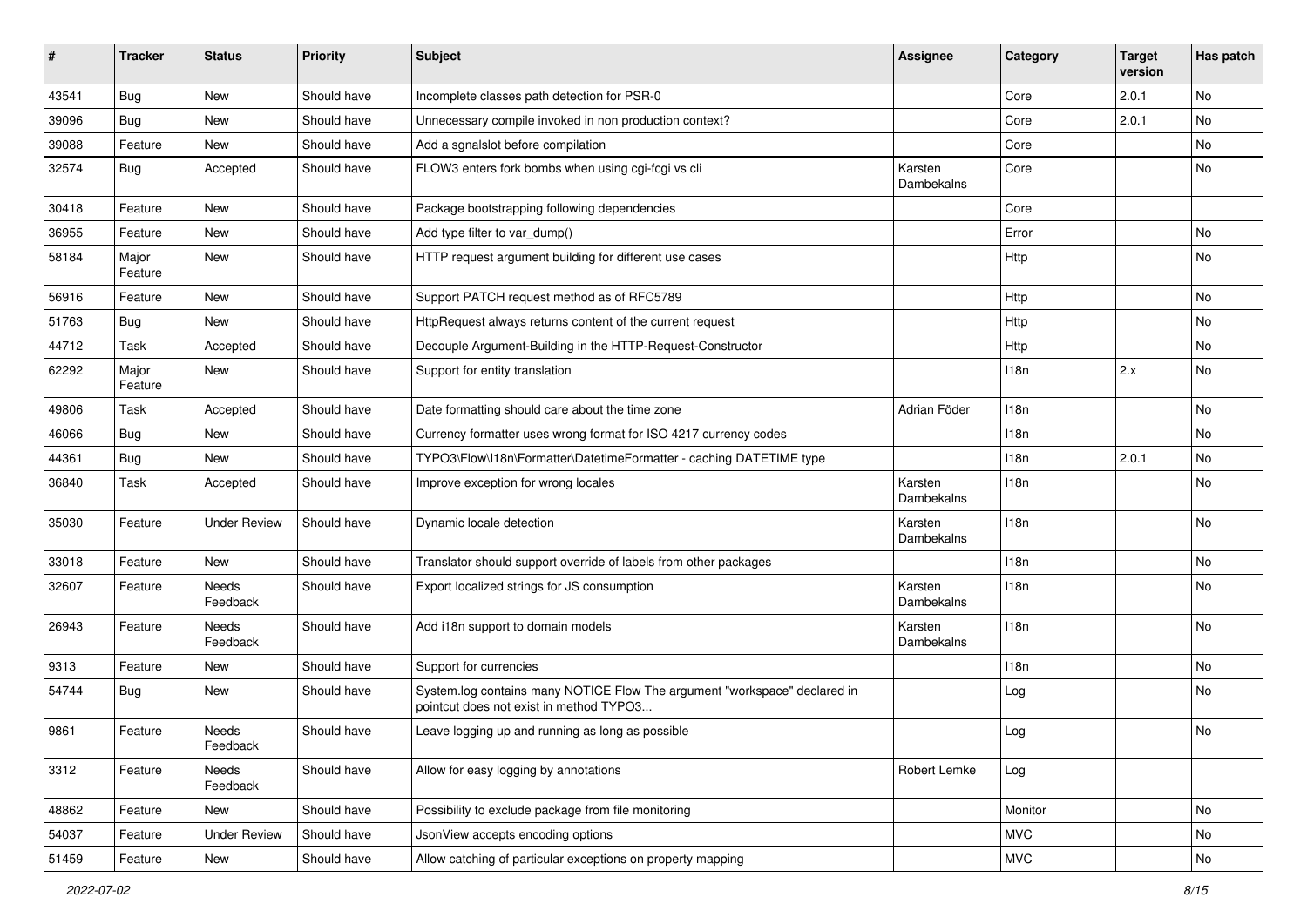| # | Tracker | Status | Priority | Subject | Assignee | Category | Target version | Has patch |
|---|---|---|---|---|---|---|---|---|
| 43541 | Bug | New | Should have | Incomplete classes path detection for PSR-0 | | Core | 2.0.1 | No |
| 39096 | Bug | New | Should have | Unnecessary compile invoked in non production context? | | Core | 2.0.1 | No |
| 39088 | Feature | New | Should have | Add a sgnalslot before compilation | | Core | | No |
| 32574 | Bug | Accepted | Should have | FLOW3 enters fork bombs when using cgi-fcgi vs cli | Karsten Dambekalns | Core | | No |
| 30418 | Feature | New | Should have | Package bootstrapping following dependencies | | Core | | |
| 36955 | Feature | New | Should have | Add type filter to var_dump() | | Error | | No |
| 58184 | Major Feature | New | Should have | HTTP request argument building for different use cases | | Http | | No |
| 56916 | Feature | New | Should have | Support PATCH request method as of RFC5789 | | Http | | No |
| 51763 | Bug | New | Should have | HttpRequest always returns content of the current request | | Http | | No |
| 44712 | Task | Accepted | Should have | Decouple Argument-Building in the HTTP-Request-Constructor | | Http | | No |
| 62292 | Major Feature | New | Should have | Support for entity translation | | I18n | 2.x | No |
| 49806 | Task | Accepted | Should have | Date formatting should care about the time zone | Adrian Föder | I18n | | No |
| 46066 | Bug | New | Should have | Currency formatter uses wrong format for ISO 4217 currency codes | | I18n | | No |
| 44361 | Bug | New | Should have | TYPO3\Flow\I18n\Formatter\DatetimeFormatter - caching DATETIME type | | I18n | 2.0.1 | No |
| 36840 | Task | Accepted | Should have | Improve exception for wrong locales | Karsten Dambekalns | I18n | | No |
| 35030 | Feature | Under Review | Should have | Dynamic locale detection | Karsten Dambekalns | I18n | | No |
| 33018 | Feature | New | Should have | Translator should support override of labels from other packages | | I18n | | No |
| 32607 | Feature | Needs Feedback | Should have | Export localized strings for JS consumption | Karsten Dambekalns | I18n | | No |
| 26943 | Feature | Needs Feedback | Should have | Add i18n support to domain models | Karsten Dambekalns | I18n | | No |
| 9313 | Feature | New | Should have | Support for currencies | | I18n | | No |
| 54744 | Bug | New | Should have | System.log contains many NOTICE Flow The argument "workspace" declared in pointcut does not exist in method TYPO3... | | Log | | No |
| 9861 | Feature | Needs Feedback | Should have | Leave logging up and running as long as possible | | Log | | No |
| 3312 | Feature | Needs Feedback | Should have | Allow for easy logging by annotations | Robert Lemke | Log | | |
| 48862 | Feature | New | Should have | Possibility to exclude package from file monitoring | | Monitor | | No |
| 54037 | Feature | Under Review | Should have | JsonView accepts encoding options | | MVC | | No |
| 51459 | Feature | New | Should have | Allow catching of particular exceptions on property mapping | | MVC | | No |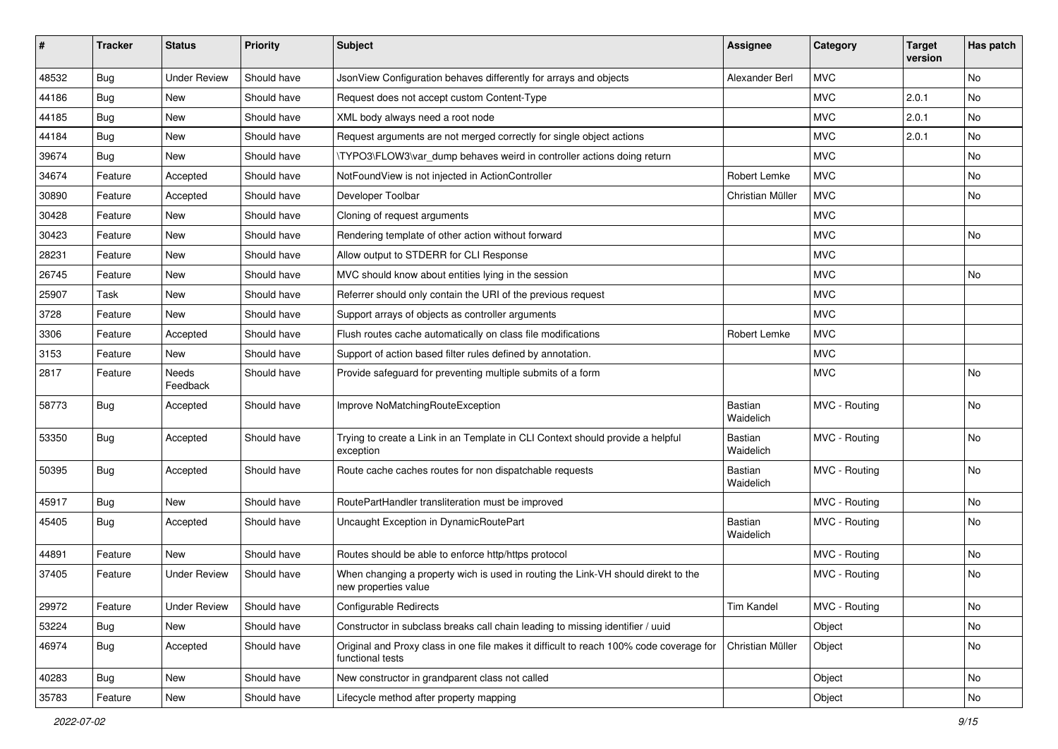| # | Tracker | Status | Priority | Subject | Assignee | Category | Target version | Has patch |
|---|---|---|---|---|---|---|---|---|
| 48532 | Bug | Under Review | Should have | JsonView Configuration behaves differently for arrays and objects | Alexander Berl | MVC | | No |
| 44186 | Bug | New | Should have | Request does not accept custom Content-Type | | MVC | 2.0.1 | No |
| 44185 | Bug | New | Should have | XML body always need a root node | | MVC | 2.0.1 | No |
| 44184 | Bug | New | Should have | Request arguments are not merged correctly for single object actions | | MVC | 2.0.1 | No |
| 39674 | Bug | New | Should have | \TYPO3\FLOW3\var_dump behaves weird in controller actions doing return | | MVC | | No |
| 34674 | Feature | Accepted | Should have | NotFoundView is not injected in ActionController | Robert Lemke | MVC | | No |
| 30890 | Feature | Accepted | Should have | Developer Toolbar | Christian Müller | MVC | | No |
| 30428 | Feature | New | Should have | Cloning of request arguments | | MVC | | |
| 30423 | Feature | New | Should have | Rendering template of other action without forward | | MVC | | No |
| 28231 | Feature | New | Should have | Allow output to STDERR for CLI Response | | MVC | | |
| 26745 | Feature | New | Should have | MVC should know about entities lying in the session | | MVC | | No |
| 25907 | Task | New | Should have | Referrer should only contain the URI of the previous request | | MVC | | |
| 3728 | Feature | New | Should have | Support arrays of objects as controller arguments | | MVC | | |
| 3306 | Feature | Accepted | Should have | Flush routes cache automatically on class file modifications | Robert Lemke | MVC | | |
| 3153 | Feature | New | Should have | Support of action based filter rules defined by annotation. | | MVC | | |
| 2817 | Feature | Needs Feedback | Should have | Provide safeguard for preventing multiple submits of a form | | MVC | | No |
| 58773 | Bug | Accepted | Should have | Improve NoMatchingRouteException | Bastian Waidelich | MVC - Routing | | No |
| 53350 | Bug | Accepted | Should have | Trying to create a Link in an Template in CLI Context should provide a helpful exception | Bastian Waidelich | MVC - Routing | | No |
| 50395 | Bug | Accepted | Should have | Route cache caches routes for non dispatchable requests | Bastian Waidelich | MVC - Routing | | No |
| 45917 | Bug | New | Should have | RoutePartHandler transliteration must be improved | | MVC - Routing | | No |
| 45405 | Bug | Accepted | Should have | Uncaught Exception in DynamicRoutePart | Bastian Waidelich | MVC - Routing | | No |
| 44891 | Feature | New | Should have | Routes should be able to enforce http/https protocol | | MVC - Routing | | No |
| 37405 | Feature | Under Review | Should have | When changing a property wich is used in routing the Link-VH should direkt to the new properties value | | MVC - Routing | | No |
| 29972 | Feature | Under Review | Should have | Configurable Redirects | Tim Kandel | MVC - Routing | | No |
| 53224 | Bug | New | Should have | Constructor in subclass breaks call chain leading to missing identifier / uuid | | Object | | No |
| 46974 | Bug | Accepted | Should have | Original and Proxy class in one file makes it difficult to reach 100% code coverage for functional tests | Christian Müller | Object | | No |
| 40283 | Bug | New | Should have | New constructor in grandparent class not called | | Object | | No |
| 35783 | Feature | New | Should have | Lifecycle method after property mapping | | Object | | No |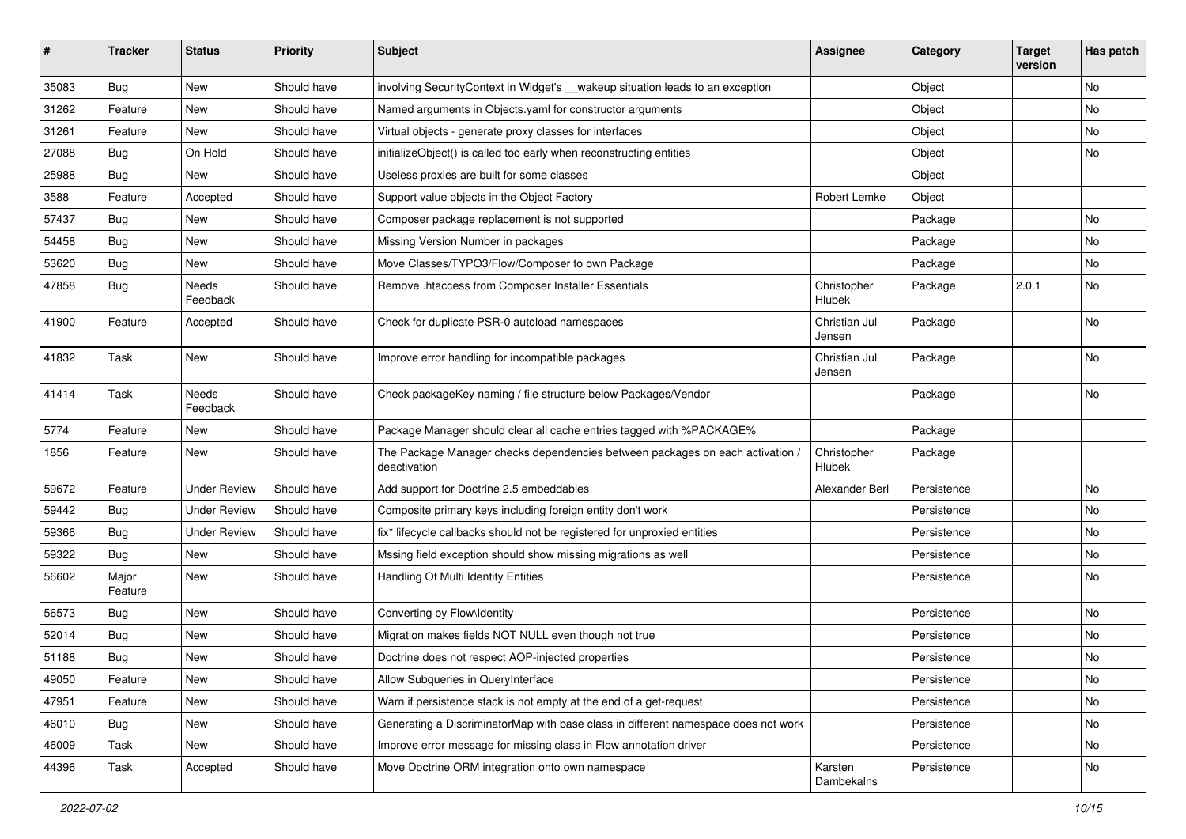| # | Tracker | Status | Priority | Subject | Assignee | Category | Target version | Has patch |
|---|---|---|---|---|---|---|---|---|
| 35083 | Bug | New | Should have | involving SecurityContext in Widget's __wakeup situation leads to an exception | | Object | | No |
| 31262 | Feature | New | Should have | Named arguments in Objects.yaml for constructor arguments | | Object | | No |
| 31261 | Feature | New | Should have | Virtual objects - generate proxy classes for interfaces | | Object | | No |
| 27088 | Bug | On Hold | Should have | initializeObject() is called too early when reconstructing entities | | Object | | No |
| 25988 | Bug | New | Should have | Useless proxies are built for some classes | | Object | | |
| 3588 | Feature | Accepted | Should have | Support value objects in the Object Factory | Robert Lemke | Object | | |
| 57437 | Bug | New | Should have | Composer package replacement is not supported | | Package | | No |
| 54458 | Bug | New | Should have | Missing Version Number in packages | | Package | | No |
| 53620 | Bug | New | Should have | Move Classes/TYPO3/Flow/Composer to own Package | | Package | | No |
| 47858 | Bug | Needs Feedback | Should have | Remove .htaccess from Composer Installer Essentials | Christopher Hlubek | Package | 2.0.1 | No |
| 41900 | Feature | Accepted | Should have | Check for duplicate PSR-0 autoload namespaces | Christian Jul Jensen | Package | | No |
| 41832 | Task | New | Should have | Improve error handling for incompatible packages | Christian Jul Jensen | Package | | No |
| 41414 | Task | Needs Feedback | Should have | Check packageKey naming / file structure below Packages/Vendor | | Package | | No |
| 5774 | Feature | New | Should have | Package Manager should clear all cache entries tagged with %PACKAGE% | | Package | | |
| 1856 | Feature | New | Should have | The Package Manager checks dependencies between packages on each activation / deactivation | Christopher Hlubek | Package | | |
| 59672 | Feature | Under Review | Should have | Add support for Doctrine 2.5 embeddables | Alexander Berl | Persistence | | No |
| 59442 | Bug | Under Review | Should have | Composite primary keys including foreign entity don't work | | Persistence | | No |
| 59366 | Bug | Under Review | Should have | fix* lifecycle callbacks should not be registered for unproxied entities | | Persistence | | No |
| 59322 | Bug | New | Should have | Mssing field exception should show missing migrations as well | | Persistence | | No |
| 56602 | Major Feature | New | Should have | Handling Of Multi Identity Entities | | Persistence | | No |
| 56573 | Bug | New | Should have | Converting by Flow\Identity | | Persistence | | No |
| 52014 | Bug | New | Should have | Migration makes fields NOT NULL even though not true | | Persistence | | No |
| 51188 | Bug | New | Should have | Doctrine does not respect AOP-injected properties | | Persistence | | No |
| 49050 | Feature | New | Should have | Allow Subqueries in QueryInterface | | Persistence | | No |
| 47951 | Feature | New | Should have | Warn if persistence stack is not empty at the end of a get-request | | Persistence | | No |
| 46010 | Bug | New | Should have | Generating a DiscriminatorMap with base class in different namespace does not work | | Persistence | | No |
| 46009 | Task | New | Should have | Improve error message for missing class in Flow annotation driver | | Persistence | | No |
| 44396 | Task | Accepted | Should have | Move Doctrine ORM integration onto own namespace | Karsten Dambekalns | Persistence | | No |

*2022-07-02*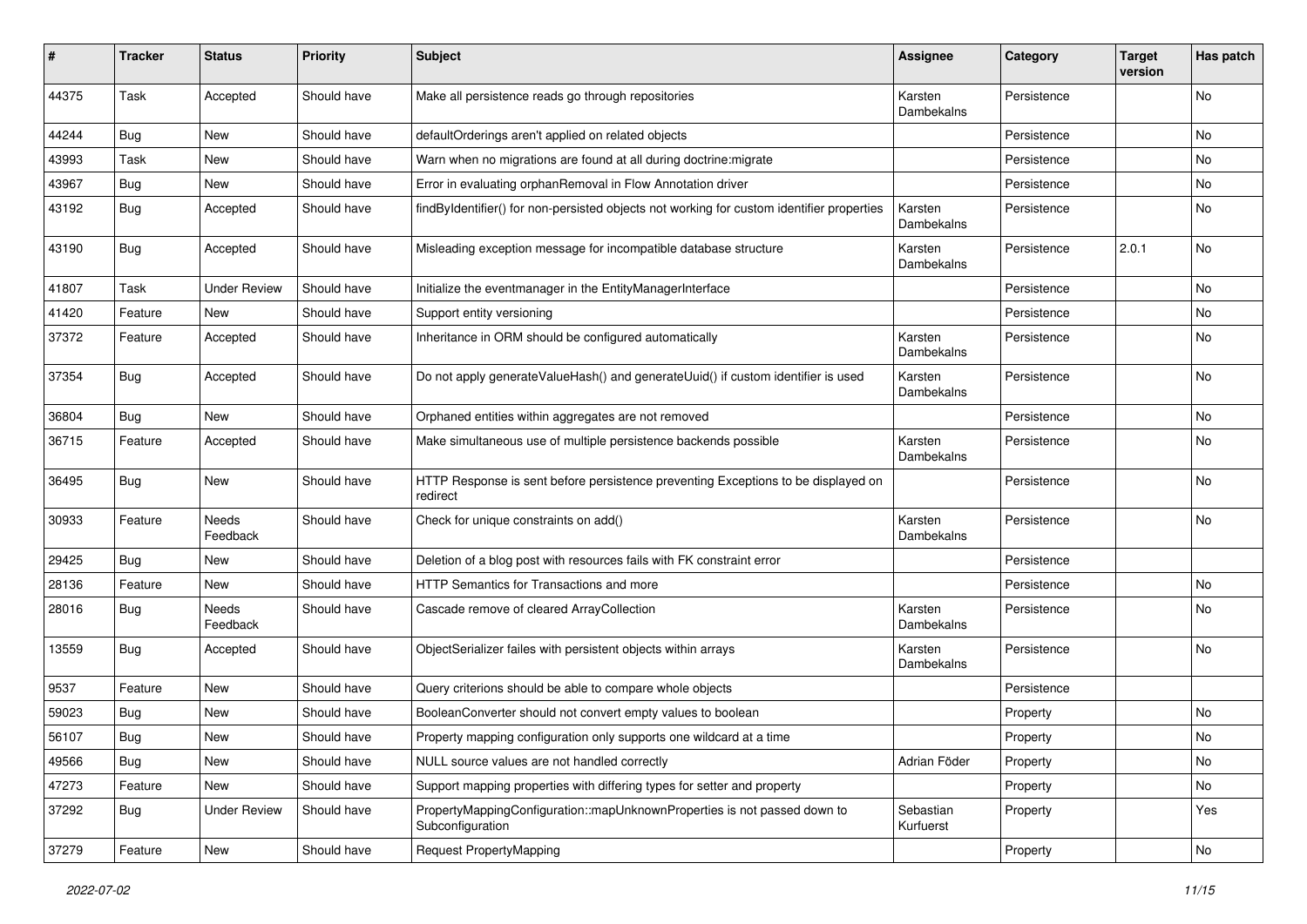| # | Tracker | Status | Priority | Subject | Assignee | Category | Target version | Has patch |
|---|---|---|---|---|---|---|---|---|
| 44375 | Task | Accepted | Should have | Make all persistence reads go through repositories | Karsten Dambekalns | Persistence | | No |
| 44244 | Bug | New | Should have | defaultOrderings aren't applied on related objects | | Persistence | | No |
| 43993 | Task | New | Should have | Warn when no migrations are found at all during doctrine:migrate | | Persistence | | No |
| 43967 | Bug | New | Should have | Error in evaluating orphanRemoval in Flow Annotation driver | | Persistence | | No |
| 43192 | Bug | Accepted | Should have | findByIdentifier() for non-persisted objects not working for custom identifier properties | Karsten Dambekalns | Persistence | | No |
| 43190 | Bug | Accepted | Should have | Misleading exception message for incompatible database structure | Karsten Dambekalns | Persistence | 2.0.1 | No |
| 41807 | Task | Under Review | Should have | Initialize the eventmanager in the EntityManagerInterface | | Persistence | | No |
| 41420 | Feature | New | Should have | Support entity versioning | | Persistence | | No |
| 37372 | Feature | Accepted | Should have | Inheritance in ORM should be configured automatically | Karsten Dambekalns | Persistence | | No |
| 37354 | Bug | Accepted | Should have | Do not apply generateValueHash() and generateUuid() if custom identifier is used | Karsten Dambekalns | Persistence | | No |
| 36804 | Bug | New | Should have | Orphaned entities within aggregates are not removed | | Persistence | | No |
| 36715 | Feature | Accepted | Should have | Make simultaneous use of multiple persistence backends possible | Karsten Dambekalns | Persistence | | No |
| 36495 | Bug | New | Should have | HTTP Response is sent before persistence preventing Exceptions to be displayed on redirect | | Persistence | | No |
| 30933 | Feature | Needs Feedback | Should have | Check for unique constraints on add() | Karsten Dambekalns | Persistence | | No |
| 29425 | Bug | New | Should have | Deletion of a blog post with resources fails with FK constraint error | | Persistence | | |
| 28136 | Feature | New | Should have | HTTP Semantics for Transactions and more | | Persistence | | No |
| 28016 | Bug | Needs Feedback | Should have | Cascade remove of cleared ArrayCollection | Karsten Dambekalns | Persistence | | No |
| 13559 | Bug | Accepted | Should have | ObjectSerializer failes with persistent objects within arrays | Karsten Dambekalns | Persistence | | No |
| 9537 | Feature | New | Should have | Query criterions should be able to compare whole objects | | Persistence | | |
| 59023 | Bug | New | Should have | BooleanConverter should not convert empty values to boolean | | Property | | No |
| 56107 | Bug | New | Should have | Property mapping configuration only supports one wildcard at a time | | Property | | No |
| 49566 | Bug | New | Should have | NULL source values are not handled correctly | Adrian Föder | Property | | No |
| 47273 | Feature | New | Should have | Support mapping properties with differing types for setter and property | | Property | | No |
| 37292 | Bug | Under Review | Should have | PropertyMappingConfiguration::mapUnknownProperties is not passed down to Subconfiguration | Sebastian Kurfuerst | Property | | Yes |
| 37279 | Feature | New | Should have | Request PropertyMapping | | Property | | No |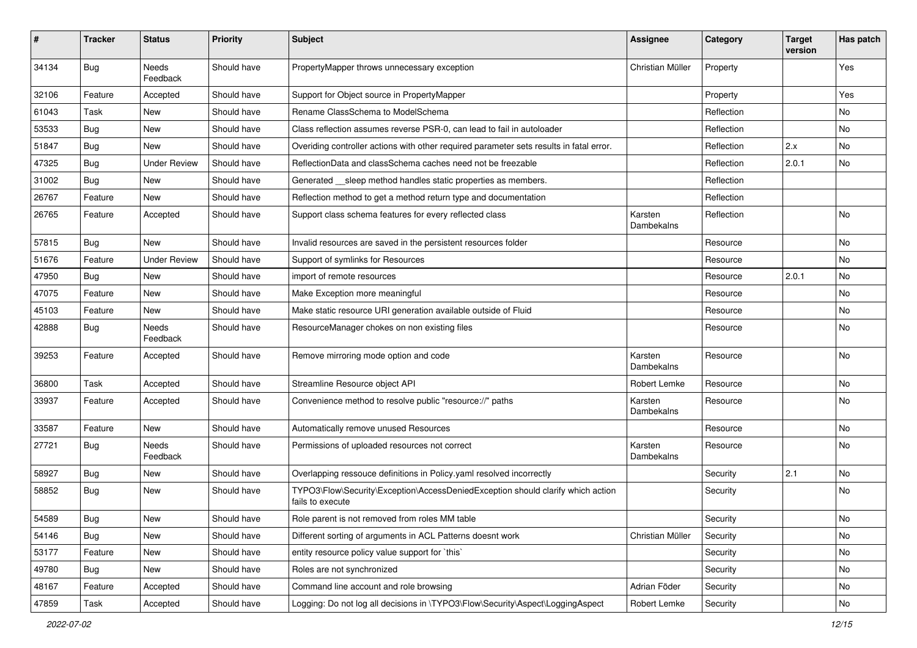| # | Tracker | Status | Priority | Subject | Assignee | Category | Target version | Has patch |
|---|---|---|---|---|---|---|---|---|
| 34134 | Bug | Needs Feedback | Should have | PropertyMapper throws unnecessary exception | Christian Müller | Property | | Yes |
| 32106 | Feature | Accepted | Should have | Support for Object source in PropertyMapper | | Property | | Yes |
| 61043 | Task | New | Should have | Rename ClassSchema to ModelSchema | | Reflection | | No |
| 53533 | Bug | New | Should have | Class reflection assumes reverse PSR-0, can lead to fail in autoloader | | Reflection | | No |
| 51847 | Bug | New | Should have | Overiding controller actions with other required parameter sets results in fatal error. | | Reflection | 2.x | No |
| 47325 | Bug | Under Review | Should have | ReflectionData and classSchema caches need not be freezable | | Reflection | 2.0.1 | No |
| 31002 | Bug | New | Should have | Generated __sleep method handles static properties as members. | | Reflection | | |
| 26767 | Feature | New | Should have | Reflection method to get a method return type and documentation | | Reflection | | |
| 26765 | Feature | Accepted | Should have | Support class schema features for every reflected class | Karsten Dambekalns | Reflection | | No |
| 57815 | Bug | New | Should have | Invalid resources are saved in the persistent resources folder | | Resource | | No |
| 51676 | Feature | Under Review | Should have | Support of symlinks for Resources | | Resource | | No |
| 47950 | Bug | New | Should have | import of remote resources | | Resource | 2.0.1 | No |
| 47075 | Feature | New | Should have | Make Exception more meaningful | | Resource | | No |
| 45103 | Feature | New | Should have | Make static resource URI generation available outside of Fluid | | Resource | | No |
| 42888 | Bug | Needs Feedback | Should have | ResourceManager chokes on non existing files | | Resource | | No |
| 39253 | Feature | Accepted | Should have | Remove mirroring mode option and code | Karsten Dambekalns | Resource | | No |
| 36800 | Task | Accepted | Should have | Streamline Resource object API | Robert Lemke | Resource | | No |
| 33937 | Feature | Accepted | Should have | Convenience method to resolve public "resource://" paths | Karsten Dambekalns | Resource | | No |
| 33587 | Feature | New | Should have | Automatically remove unused Resources | | Resource | | No |
| 27721 | Bug | Needs Feedback | Should have | Permissions of uploaded resources not correct | Karsten Dambekalns | Resource | | No |
| 58927 | Bug | New | Should have | Overlapping ressouce definitions in Policy.yaml resolved incorrectly | | Security | 2.1 | No |
| 58852 | Bug | New | Should have | TYPO3\Flow\Security\Exception\AccessDeniedException should clarify which action fails to execute | | Security | | No |
| 54589 | Bug | New | Should have | Role parent is not removed from roles MM table | | Security | | No |
| 54146 | Bug | New | Should have | Different sorting of arguments in ACL Patterns doesnt work | Christian Müller | Security | | No |
| 53177 | Feature | New | Should have | entity resource policy value support for `this` | | Security | | No |
| 49780 | Bug | New | Should have | Roles are not synchronized | | Security | | No |
| 48167 | Feature | Accepted | Should have | Command line account and role browsing | Adrian Föder | Security | | No |
| 47859 | Task | Accepted | Should have | Logging: Do not log all decisions in \TYPO3\Flow\Security\Aspect\LoggingAspect | Robert Lemke | Security | | No |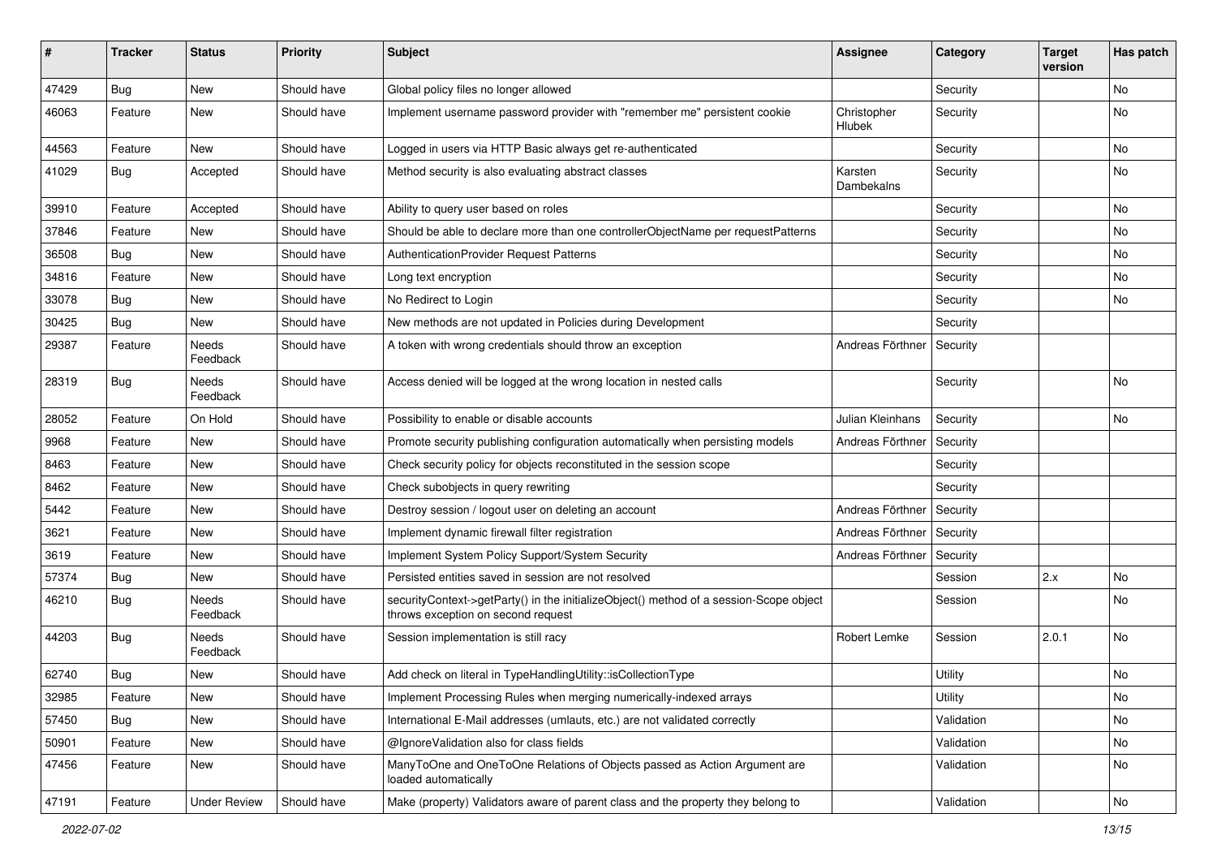| # | Tracker | Status | Priority | Subject | Assignee | Category | Target version | Has patch |
|---|---|---|---|---|---|---|---|---|
| 47429 | Bug | New | Should have | Global policy files no longer allowed | | Security | | No |
| 46063 | Feature | New | Should have | Implement username password provider with "remember me" persistent cookie | Christopher Hlubek | Security | | No |
| 44563 | Feature | New | Should have | Logged in users via HTTP Basic always get re-authenticated | | Security | | No |
| 41029 | Bug | Accepted | Should have | Method security is also evaluating abstract classes | Karsten Dambekalns | Security | | No |
| 39910 | Feature | Accepted | Should have | Ability to query user based on roles | | Security | | No |
| 37846 | Feature | New | Should have | Should be able to declare more than one controllerObjectName per requestPatterns | | Security | | No |
| 36508 | Bug | New | Should have | AuthenticationProvider Request Patterns | | Security | | No |
| 34816 | Feature | New | Should have | Long text encryption | | Security | | No |
| 33078 | Bug | New | Should have | No Redirect to Login | | Security | | No |
| 30425 | Bug | New | Should have | New methods are not updated in Policies during Development | | Security | | |
| 29387 | Feature | Needs Feedback | Should have | A token with wrong credentials should throw an exception | Andreas Förthner | Security | | |
| 28319 | Bug | Needs Feedback | Should have | Access denied will be logged at the wrong location in nested calls | | Security | | No |
| 28052 | Feature | On Hold | Should have | Possibility to enable or disable accounts | Julian Kleinhans | Security | | No |
| 9968 | Feature | New | Should have | Promote security publishing configuration automatically when persisting models | Andreas Förthner | Security | | |
| 8463 | Feature | New | Should have | Check security policy for objects reconstituted in the session scope | | Security | | |
| 8462 | Feature | New | Should have | Check subobjects in query rewriting | | Security | | |
| 5442 | Feature | New | Should have | Destroy session / logout user on deleting an account | Andreas Förthner | Security | | |
| 3621 | Feature | New | Should have | Implement dynamic firewall filter registration | Andreas Förthner | Security | | |
| 3619 | Feature | New | Should have | Implement System Policy Support/System Security | Andreas Förthner | Security | | |
| 57374 | Bug | New | Should have | Persisted entities saved in session are not resolved | | Session | 2.x | No |
| 46210 | Bug | Needs Feedback | Should have | securityContext->getParty() in the initializeObject() method of a session-Scope object throws exception on second request | | Session | | No |
| 44203 | Bug | Needs Feedback | Should have | Session implementation is still racy | Robert Lemke | Session | 2.0.1 | No |
| 62740 | Bug | New | Should have | Add check on literal in TypeHandlingUtility::isCollectionType | | Utility | | No |
| 32985 | Feature | New | Should have | Implement Processing Rules when merging numerically-indexed arrays | | Utility | | No |
| 57450 | Bug | New | Should have | International E-Mail addresses (umlauts, etc.) are not validated correctly | | Validation | | No |
| 50901 | Feature | New | Should have | @IgnoreValidation also for class fields | | Validation | | No |
| 47456 | Feature | New | Should have | ManyToOne and OneToOne Relations of Objects passed as Action Argument are loaded automatically | | Validation | | No |
| 47191 | Feature | Under Review | Should have | Make (property) Validators aware of parent class and the property they belong to | | Validation | | No |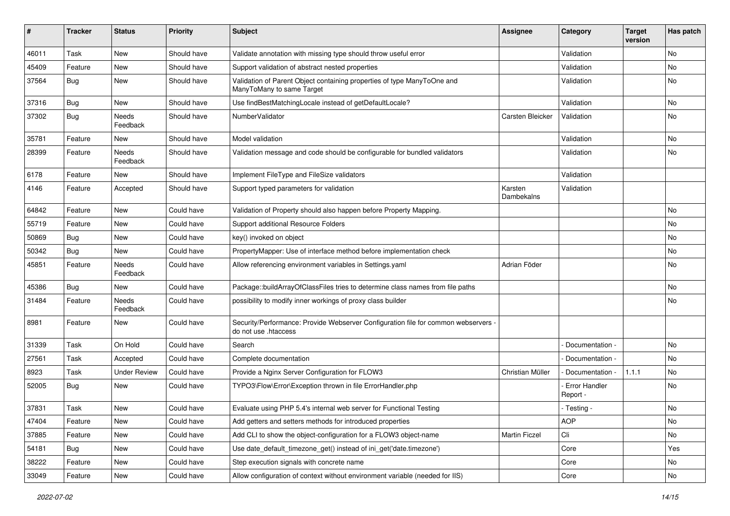| # | Tracker | Status | Priority | Subject | Assignee | Category | Target version | Has patch |
|---|---|---|---|---|---|---|---|---|
| 46011 | Task | New | Should have | Validate annotation with missing type should throw useful error | | Validation | | No |
| 45409 | Feature | New | Should have | Support validation of abstract nested properties | | Validation | | No |
| 37564 | Bug | New | Should have | Validation of Parent Object containing properties of type ManyToOne and ManyToMany to same Target | | Validation | | No |
| 37316 | Bug | New | Should have | Use findBestMatchingLocale instead of getDefaultLocale? | | Validation | | No |
| 37302 | Bug | Needs Feedback | Should have | NumberValidator | Carsten Bleicker | Validation | | No |
| 35781 | Feature | New | Should have | Model validation | | Validation | | No |
| 28399 | Feature | Needs Feedback | Should have | Validation message and code should be configurable for bundled validators | | Validation | | No |
| 6178 | Feature | New | Should have | Implement FileType and FileSize validators | | Validation | | |
| 4146 | Feature | Accepted | Should have | Support typed parameters for validation | Karsten Dambekalns | Validation | | |
| 64842 | Feature | New | Could have | Validation of Property should also happen before Property Mapping. | | | | No |
| 55719 | Feature | New | Could have | Support additional Resource Folders | | | | No |
| 50869 | Bug | New | Could have | key() invoked on object | | | | No |
| 50342 | Bug | New | Could have | PropertyMapper: Use of interface method before implementation check | | | | No |
| 45851 | Feature | Needs Feedback | Could have | Allow referencing environment variables in Settings.yaml | Adrian Föder | | | No |
| 45386 | Bug | New | Could have | Package::buildArrayOfClassFiles tries to determine class names from file paths | | | | No |
| 31484 | Feature | Needs Feedback | Could have | possibility to modify inner workings of proxy class builder | | | | No |
| 8981 | Feature | New | Could have | Security/Performance: Provide Webserver Configuration file for common webservers - do not use .htaccess | | | | |
| 31339 | Task | On Hold | Could have | Search | | - Documentation - | | No |
| 27561 | Task | Accepted | Could have | Complete documentation | | - Documentation - | | No |
| 8923 | Task | Under Review | Could have | Provide a Nginx Server Configuration for FLOW3 | Christian Müller | - Documentation - | 1.1.1 | No |
| 52005 | Bug | New | Could have | TYPO3\Flow\Error\Exception thrown in file ErrorHandler.php | | - Error Handler Report - | | No |
| 37831 | Task | New | Could have | Evaluate using PHP 5.4's internal web server for Functional Testing | | - Testing - | | No |
| 47404 | Feature | New | Could have | Add getters and setters methods for introduced properties | | AOP | | No |
| 37885 | Feature | New | Could have | Add CLI to show the object-configuration for a FLOW3 object-name | Martin Ficzel | Cli | | No |
| 54181 | Bug | New | Could have | Use date_default_timezone_get() instead of ini_get('date.timezone') | | Core | | Yes |
| 38222 | Feature | New | Could have | Step execution signals with concrete name | | Core | | No |
| 33049 | Feature | New | Could have | Allow configuration of context without environment variable (needed for IIS) | | Core | | No |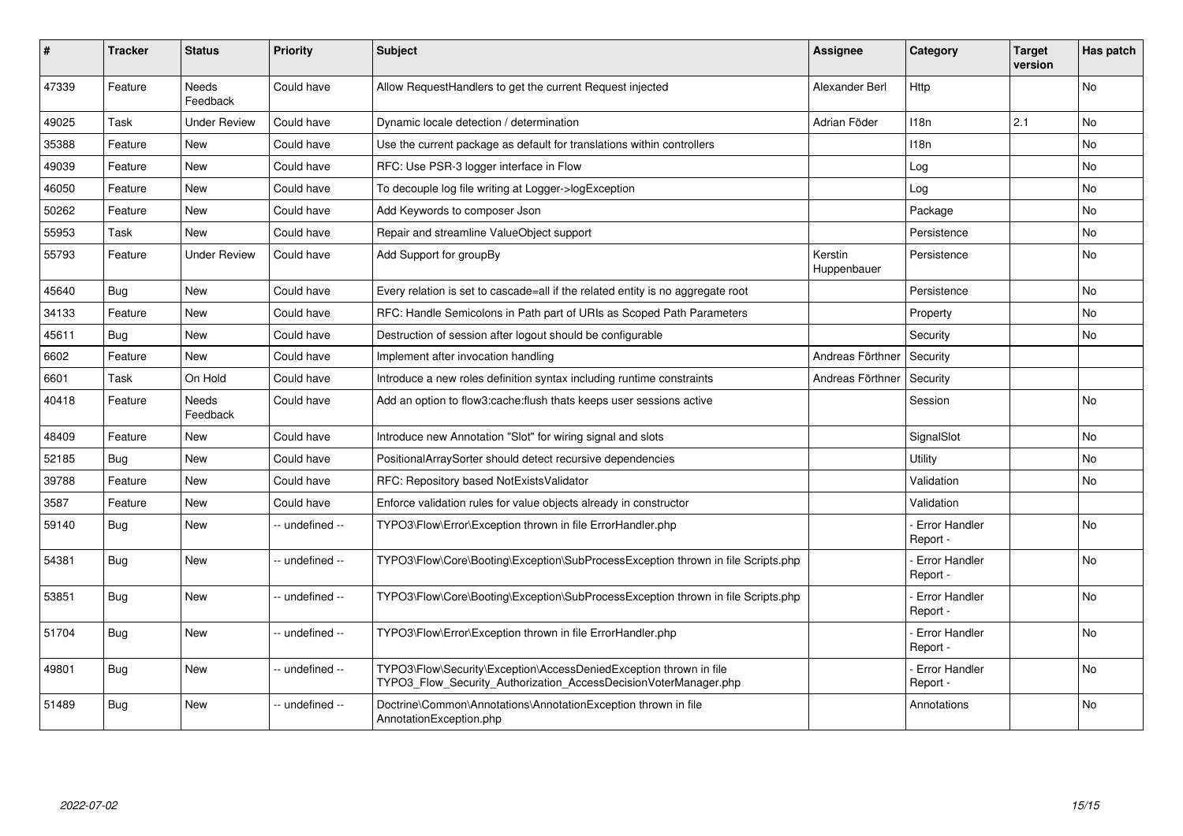| # | Tracker | Status | Priority | Subject | Assignee | Category | Target version | Has patch |
|---|---|---|---|---|---|---|---|---|
| 47339 | Feature | Needs Feedback | Could have | Allow RequestHandlers to get the current Request injected | Alexander Berl | Http | | No |
| 49025 | Task | Under Review | Could have | Dynamic locale detection / determination | Adrian Föder | I18n | 2.1 | No |
| 35388 | Feature | New | Could have | Use the current package as default for translations within controllers | | I18n | | No |
| 49039 | Feature | New | Could have | RFC: Use PSR-3 logger interface in Flow | | Log | | No |
| 46050 | Feature | New | Could have | To decouple log file writing at Logger->logException | | Log | | No |
| 50262 | Feature | New | Could have | Add Keywords to composer Json | | Package | | No |
| 55953 | Task | New | Could have | Repair and streamline ValueObject support | | Persistence | | No |
| 55793 | Feature | Under Review | Could have | Add Support for groupBy | Kerstin Huppenbauer | Persistence | | No |
| 45640 | Bug | New | Could have | Every relation is set to cascade=all if the related entity is no aggregate root | | Persistence | | No |
| 34133 | Feature | New | Could have | RFC: Handle Semicolons in Path part of URIs as Scoped Path Parameters | | Property | | No |
| 45611 | Bug | New | Could have | Destruction of session after logout should be configurable | | Security | | No |
| 6602 | Feature | New | Could have | Implement after invocation handling | Andreas Förthner | Security | | |
| 6601 | Task | On Hold | Could have | Introduce a new roles definition syntax including runtime constraints | Andreas Förthner | Security | | |
| 40418 | Feature | Needs Feedback | Could have | Add an option to flow3:cache:flush thats keeps user sessions active | | Session | | No |
| 48409 | Feature | New | Could have | Introduce new Annotation "Slot" for wiring signal and slots | | SignalSlot | | No |
| 52185 | Bug | New | Could have | PositionalArraySorter should detect recursive dependencies | | Utility | | No |
| 39788 | Feature | New | Could have | RFC: Repository based NotExistsValidator | | Validation | | No |
| 3587 | Feature | New | Could have | Enforce validation rules for value objects already in constructor | | Validation | | |
| 59140 | Bug | New | -- undefined -- | TYPO3\Flow\Error\Exception thrown in file ErrorHandler.php | | - Error Handler Report - | | No |
| 54381 | Bug | New | -- undefined -- | TYPO3\Flow\Core\Booting\Exception\SubProcessException thrown in file Scripts.php | | - Error Handler Report - | | No |
| 53851 | Bug | New | -- undefined -- | TYPO3\Flow\Core\Booting\Exception\SubProcessException thrown in file Scripts.php | | - Error Handler Report - | | No |
| 51704 | Bug | New | -- undefined -- | TYPO3\Flow\Error\Exception thrown in file ErrorHandler.php | | - Error Handler Report - | | No |
| 49801 | Bug | New | -- undefined -- | TYPO3\Flow\Security\Exception\AccessDeniedException thrown in file TYPO3_Flow_Security_Authorization_AccessDecisionVoterManager.php | | - Error Handler Report - | | No |
| 51489 | Bug | New | -- undefined -- | Doctrine\Common\Annotations\AnnotationException thrown in file AnnotationException.php | | Annotations | | No |